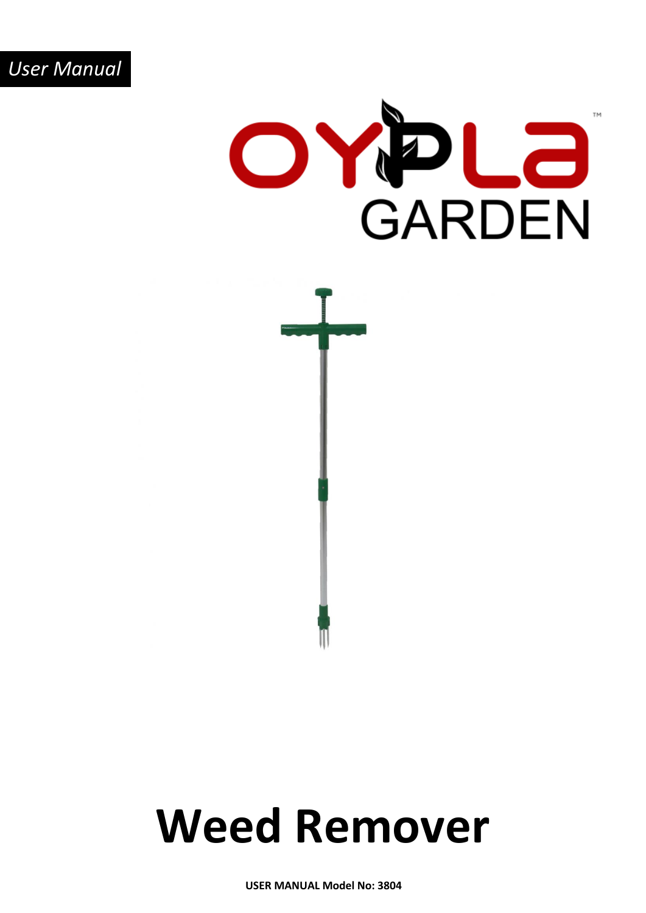*User Manual*

OYPLA™

GARDEN

# Weed Remover

**USER MANUAL Model No: 3804**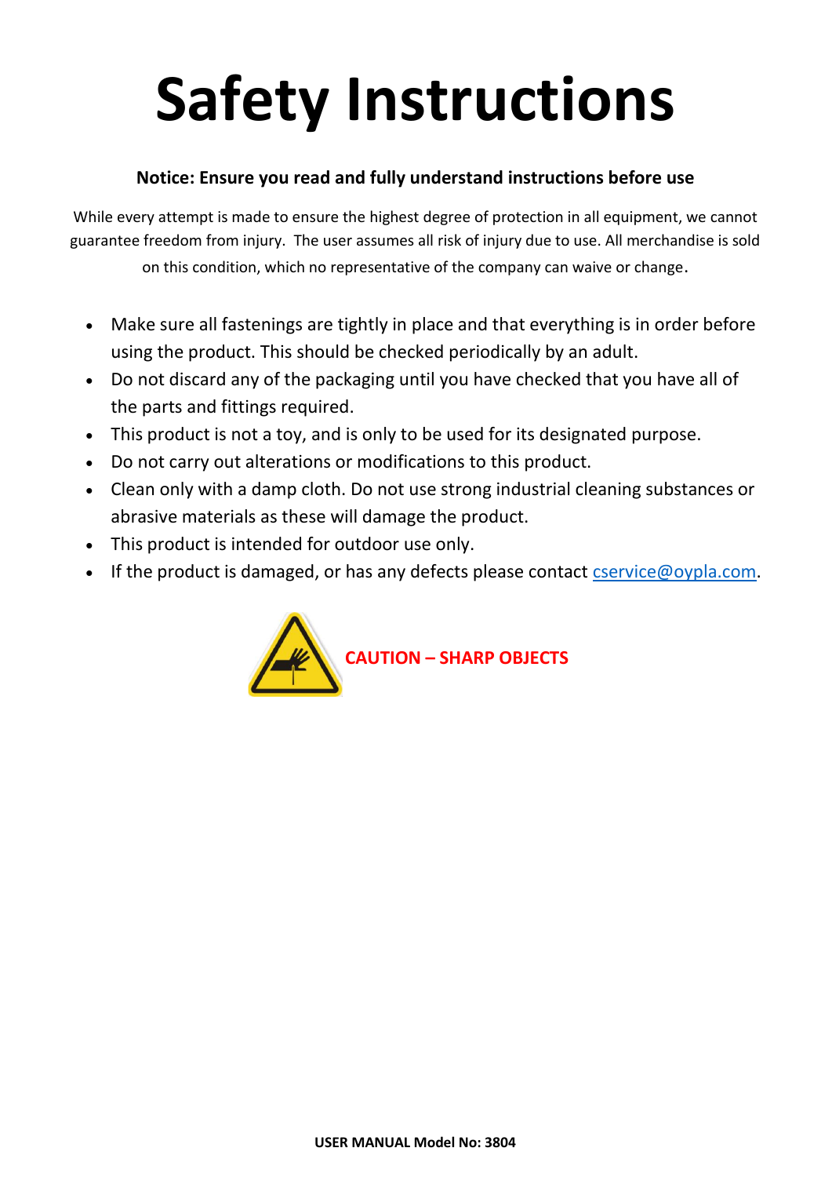# Safety Instructions

**Notice: Ensure you read and fully understand instructions before use**

While every attempt is made to ensure the highest degree of protection in all equipment, we cannot guarantee freedom from injury. The user assumes all risk of injury due to use. All merchandise is sold on this condition, which no representative of the company can waive or change.

- Make sure all fastenings are tightly in place and that everything is in order before using the product. This should be checked periodically by an adult.
- Do not discard any of the packaging until you have checked that you have all of the parts and fittings required.
- This product is not a toy, and is only to be used for its designated purpose.
- Do not carry out alterations or modifications to this product.
- Clean only with a damp cloth. Do not use strong industrial cleaning substances or abrasive materials as these will damage the product.
- This product is intended for outdoor use only.
- If the product is damaged, or has any defects please contact cservice@oypla.com.

**CAUTION – SHARP OBJECTS**

**USER MANUAL Model No: 3804**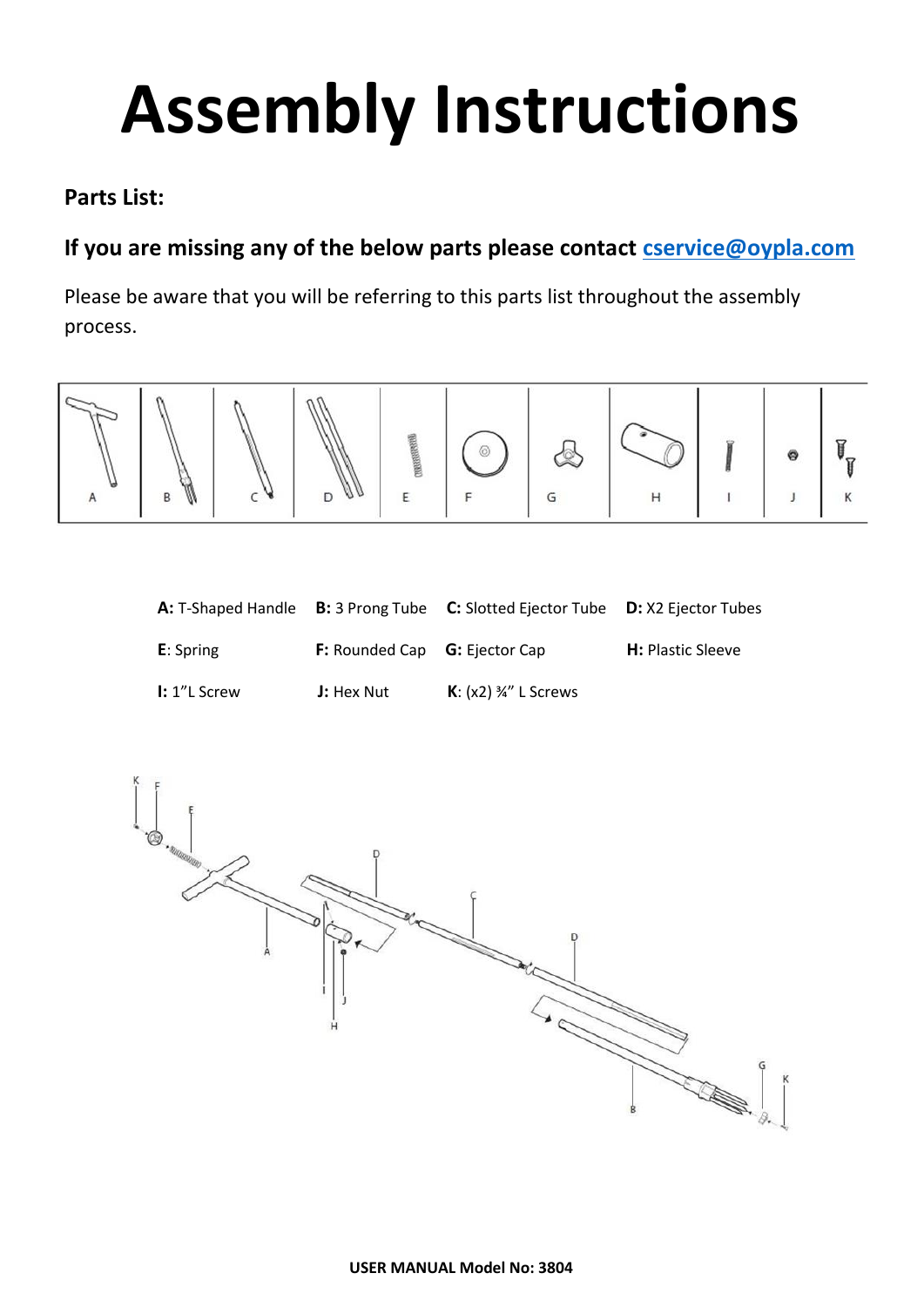# Assembly Instructions

**Parts List:**

**If you are missing any of the below parts please contact [cservice@oypla.com](mailto:cservice@oypla.com)**

Please be aware that you will be referring to this parts list throughout the assembly process.

| | | | |
|---|---|---|---|
| **A:** T-Shaped Handle | **B:** 3 Prong Tube | **C:** Slotted Ejector Tube | **D:** X2 Ejector Tubes |
| **E**: Spring | **F:** Rounded Cap | **G:** Ejector Cap | **H:** Plastic Sleeve |
| **I:** 1”L Screw | **J:** Hex Nut | **K**: (x2) ¾” L Screws | |

**USER MANUAL Model No: 3804**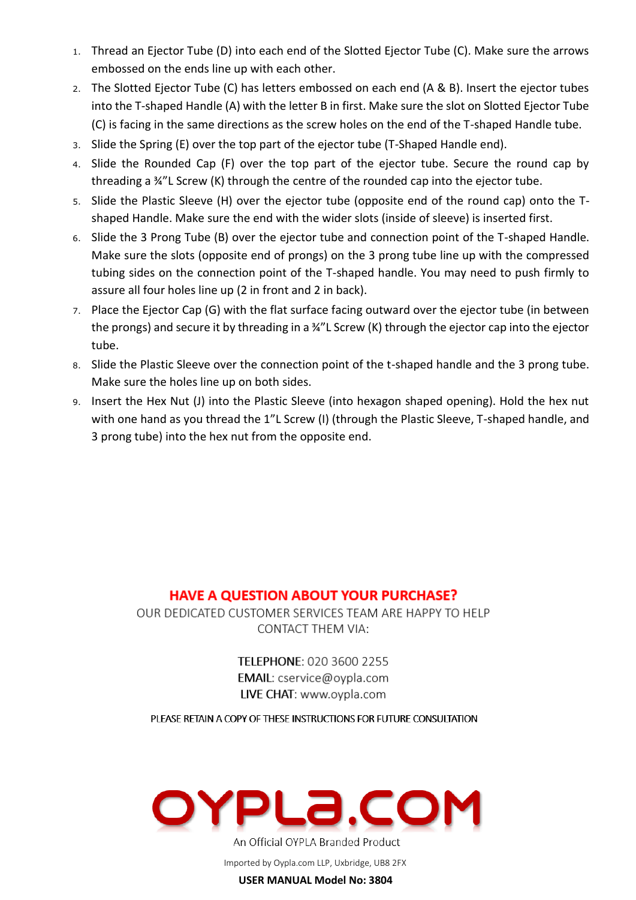1. Thread an Ejector Tube (D) into each end of the Slotted Ejector Tube (C). Make sure the arrows embossed on the ends line up with each other.
2. The Slotted Ejector Tube (C) has letters embossed on each end (A & B). Insert the ejector tubes into the T-shaped Handle (A) with the letter B in first. Make sure the slot on Slotted Ejector Tube (C) is facing in the same directions as the screw holes on the end of the T-shaped Handle tube.
3. Slide the Spring (E) over the top part of the ejector tube (T-Shaped Handle end).
4. Slide the Rounded Cap (F) over the top part of the ejector tube. Secure the round cap by threading a ¾"L Screw (K) through the centre of the rounded cap into the ejector tube.
5. Slide the Plastic Sleeve (H) over the ejector tube (opposite end of the round cap) onto the T-shaped Handle. Make sure the end with the wider slots (inside of sleeve) is inserted first.
6. Slide the 3 Prong Tube (B) over the ejector tube and connection point of the T-shaped Handle. Make sure the slots (opposite end of prongs) on the 3 prong tube line up with the compressed tubing sides on the connection point of the T-shaped handle. You may need to push firmly to assure all four holes line up (2 in front and 2 in back).
7. Place the Ejector Cap (G) with the flat surface facing outward over the ejector tube (in between the prongs) and secure it by threading in a ¾"L Screw (K) through the ejector cap into the ejector tube.
8. Slide the Plastic Sleeve over the connection point of the t-shaped handle and the 3 prong tube. Make sure the holes line up on both sides.
9. Insert the Hex Nut (J) into the Plastic Sleeve (into hexagon shaped opening). Hold the hex nut with one hand as you thread the 1"L Screw (I) (through the Plastic Sleeve, T-shaped handle, and 3 prong tube) into the hex nut from the opposite end.

## HAVE A QUESTION ABOUT YOUR PURCHASE?

OUR DEDICATED CUSTOMER SERVICES TEAM ARE HAPPY TO HELP
CONTACT THEM VIA:

**TELEPHONE**: 020 3600 2255
**EMAIL**: cservice@oypla.com
**LIVE CHAT**: www.oypla.com

PLEASE RETAIN A COPY OF THESE INSTRUCTIONS FOR FUTURE CONSULTATION

OYPLA.COM

An Official OYPLA Branded Product

Imported by Oypla.com LLP, Uxbridge, UB8 2FX

**USER MANUAL Model No: 3804**